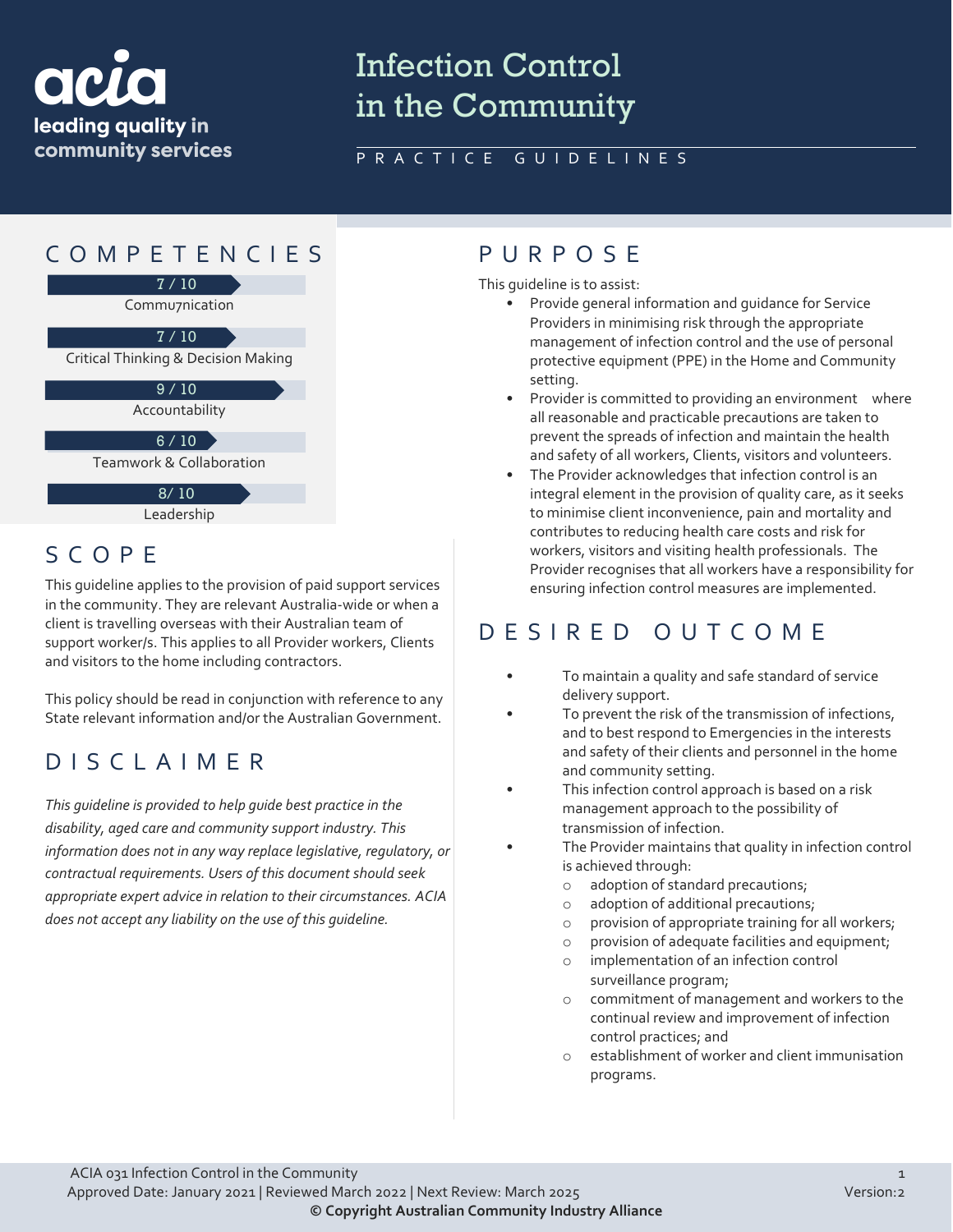# Infection Control in the Community

PRACTICE GUIDELINES

acia
leading quality in community services

## COMPETENCIES

7 / 10
Commu7nication

7 / 10
Critical Thinking & Decision Making

9 / 10
Accountability

6 / 10
Teamwork & Collaboration

8/ 10
Leadership

## SCOPE

This guideline applies to the provision of paid support services in the community. They are relevant Australia-wide or when a client is travelling overseas with their Australian team of support worker/s. This applies to all Provider workers, Clients and visitors to the home including contractors.

This policy should be read in conjunction with reference to any State relevant information and/or the Australian Government.

## DISCLAIMER

*This guideline is provided to help guide best practice in the disability, aged care and community support industry. This information does not in any way replace legislative, regulatory, or contractual requirements. Users of this document should seek appropriate expert advice in relation to their circumstances. ACIA does not accept any liability on the use of this guideline.*

## PURPOSE

This guideline is to assist:

- Provide general information and guidance for Service Providers in minimising risk through the appropriate management of infection control and the use of personal protective equipment (PPE) in the Home and Community setting.
- Provider is committed to providing an environment where all reasonable and practicable precautions are taken to prevent the spreads of infection and maintain the health and safety of all workers, Clients, visitors and volunteers.
- The Provider acknowledges that infection control is an integral element in the provision of quality care, as it seeks to minimise client inconvenience, pain and mortality and contributes to reducing health care costs and risk for workers, visitors and visiting health professionals. The Provider recognises that all workers have a responsibility for ensuring infection control measures are implemented.

## DESIRED OUTCOME

- To maintain a quality and safe standard of service delivery support.
- To prevent the risk of the transmission of infections, and to best respond to Emergencies in the interests and safety of their clients and personnel in the home and community setting.
- This infection control approach is based on a risk management approach to the possibility of transmission of infection.
- The Provider maintains that quality in infection control is achieved through:
  - adoption of standard precautions;
  - adoption of additional precautions;
  - provision of appropriate training for all workers;
  - provision of adequate facilities and equipment;
  - implementation of an infection control surveillance program;
  - commitment of management and workers to the continual review and improvement of infection control practices; and
  - establishment of worker and client immunisation programs.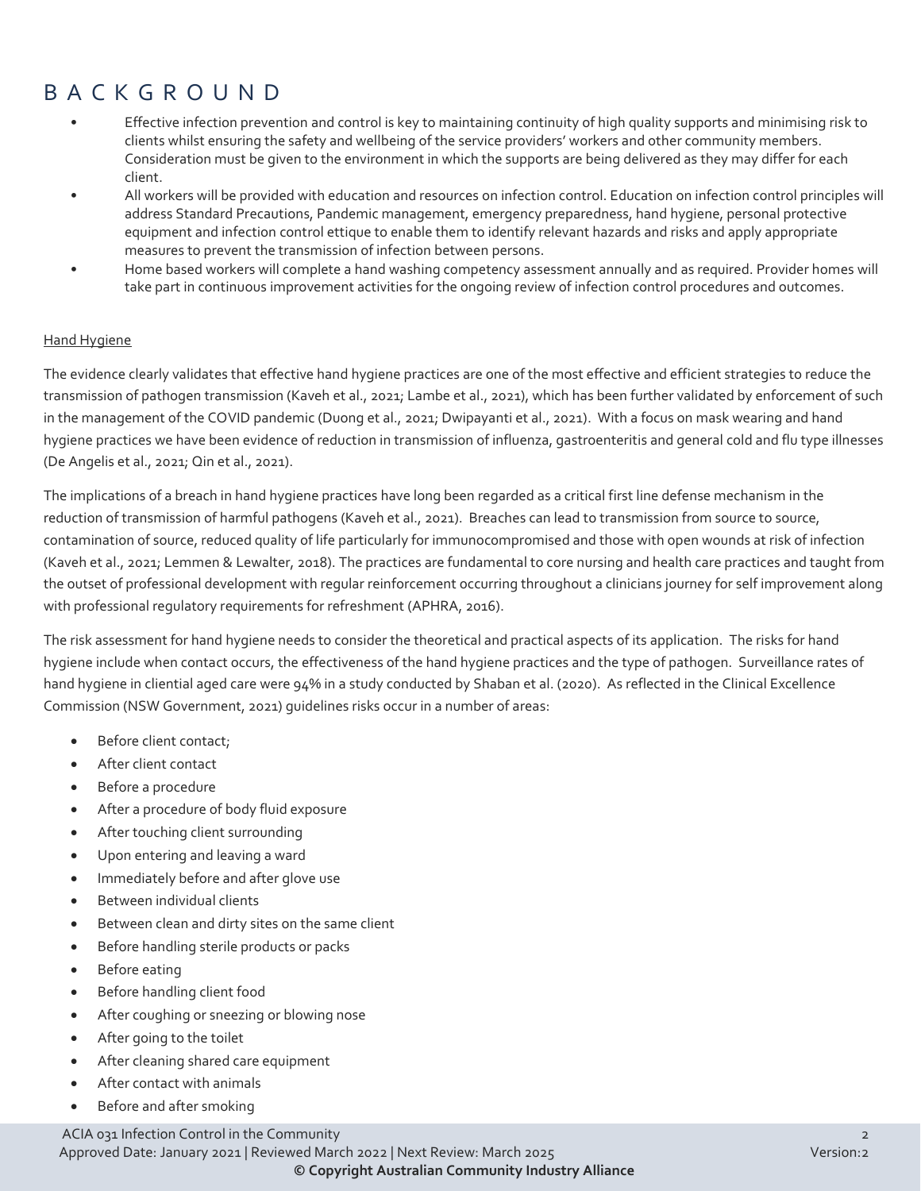# BACKGROUND

- Effective infection prevention and control is key to maintaining continuity of high quality supports and minimising risk to clients whilst ensuring the safety and wellbeing of the service providers' workers and other community members. Consideration must be given to the environment in which the supports are being delivered as they may differ for each client.
- All workers will be provided with education and resources on infection control. Education on infection control principles will address Standard Precautions, Pandemic management, emergency preparedness, hand hygiene, personal protective equipment and infection control ettique to enable them to identify relevant hazards and risks and apply appropriate measures to prevent the transmission of infection between persons.
- Home based workers will complete a hand washing competency assessment annually and as required. Provider homes will take part in continuous improvement activities for the ongoing review of infection control procedures and outcomes.

<u>Hand Hygiene</u>

The evidence clearly validates that effective hand hygiene practices are one of the most effective and efficient strategies to reduce the transmission of pathogen transmission (Kaveh et al., 2021; Lambe et al., 2021), which has been further validated by enforcement of such in the management of the COVID pandemic (Duong et al., 2021; Dwipayanti et al., 2021). With a focus on mask wearing and hand hygiene practices we have been evidence of reduction in transmission of influenza, gastroenteritis and general cold and flu type illnesses (De Angelis et al., 2021; Qin et al., 2021).

The implications of a breach in hand hygiene practices have long been regarded as a critical first line defense mechanism in the reduction of transmission of harmful pathogens (Kaveh et al., 2021). Breaches can lead to transmission from source to source, contamination of source, reduced quality of life particularly for immunocompromised and those with open wounds at risk of infection (Kaveh et al., 2021; Lemmen & Lewalter, 2018). The practices are fundamental to core nursing and health care practices and taught from the outset of professional development with regular reinforcement occurring throughout a clinicians journey for self improvement along with professional regulatory requirements for refreshment (APHRA, 2016).

The risk assessment for hand hygiene needs to consider the theoretical and practical aspects of its application. The risks for hand hygiene include when contact occurs, the effectiveness of the hand hygiene practices and the type of pathogen. Surveillance rates of hand hygiene in cliential aged care were 94% in a study conducted by Shaban et al. (2020). As reflected in the Clinical Excellence Commission (NSW Government, 2021) guidelines risks occur in a number of areas:

- Before client contact;
- After client contact
- Before a procedure
- After a procedure of body fluid exposure
- After touching client surrounding
- Upon entering and leaving a ward
- Immediately before and after glove use
- Between individual clients
- Between clean and dirty sites on the same client
- Before handling sterile products or packs
- Before eating
- Before handling client food
- After coughing or sneezing or blowing nose
- After going to the toilet
- After cleaning shared care equipment
- After contact with animals
- Before and after smoking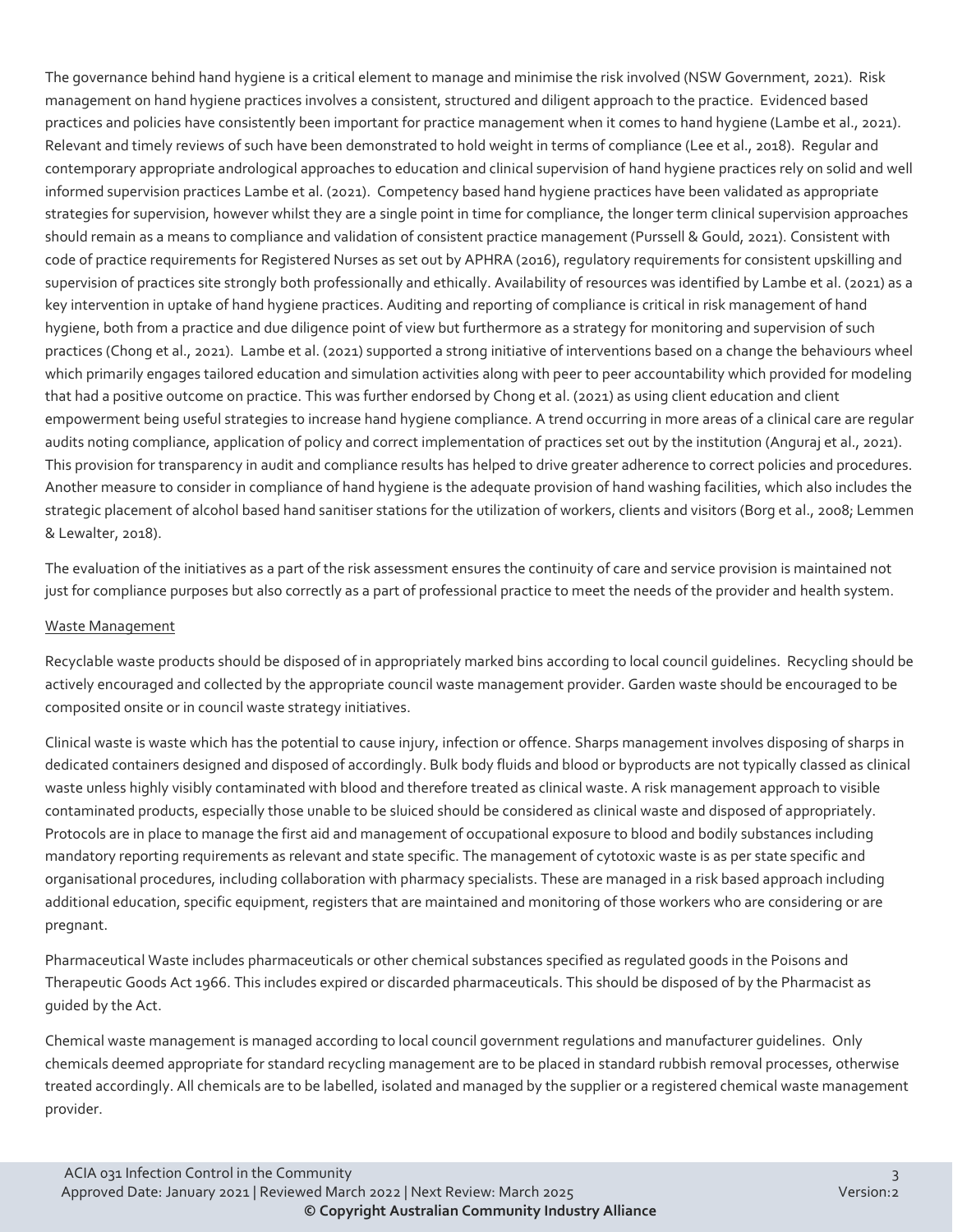The governance behind hand hygiene is a critical element to manage and minimise the risk involved (NSW Government, 2021). Risk management on hand hygiene practices involves a consistent, structured and diligent approach to the practice. Evidenced based practices and policies have consistently been important for practice management when it comes to hand hygiene (Lambe et al., 2021). Relevant and timely reviews of such have been demonstrated to hold weight in terms of compliance (Lee et al., 2018). Regular and contemporary appropriate andrological approaches to education and clinical supervision of hand hygiene practices rely on solid and well informed supervision practices Lambe et al. (2021). Competency based hand hygiene practices have been validated as appropriate strategies for supervision, however whilst they are a single point in time for compliance, the longer term clinical supervision approaches should remain as a means to compliance and validation of consistent practice management (Purssell & Gould, 2021). Consistent with code of practice requirements for Registered Nurses as set out by APHRA (2016), regulatory requirements for consistent upskilling and supervision of practices site strongly both professionally and ethically. Availability of resources was identified by Lambe et al. (2021) as a key intervention in uptake of hand hygiene practices. Auditing and reporting of compliance is critical in risk management of hand hygiene, both from a practice and due diligence point of view but furthermore as a strategy for monitoring and supervision of such practices (Chong et al., 2021). Lambe et al. (2021) supported a strong initiative of interventions based on a change the behaviours wheel which primarily engages tailored education and simulation activities along with peer to peer accountability which provided for modeling that had a positive outcome on practice. This was further endorsed by Chong et al. (2021) as using client education and client empowerment being useful strategies to increase hand hygiene compliance. A trend occurring in more areas of a clinical care are regular audits noting compliance, application of policy and correct implementation of practices set out by the institution (Anguraj et al., 2021). This provision for transparency in audit and compliance results has helped to drive greater adherence to correct policies and procedures. Another measure to consider in compliance of hand hygiene is the adequate provision of hand washing facilities, which also includes the strategic placement of alcohol based hand sanitiser stations for the utilization of workers, clients and visitors (Borg et al., 2008; Lemmen & Lewalter, 2018).

The evaluation of the initiatives as a part of the risk assessment ensures the continuity of care and service provision is maintained not just for compliance purposes but also correctly as a part of professional practice to meet the needs of the provider and health system.

<u>Waste Management</u>

Recyclable waste products should be disposed of in appropriately marked bins according to local council guidelines. Recycling should be actively encouraged and collected by the appropriate council waste management provider. Garden waste should be encouraged to be composited onsite or in council waste strategy initiatives.

Clinical waste is waste which has the potential to cause injury, infection or offence. Sharps management involves disposing of sharps in dedicated containers designed and disposed of accordingly. Bulk body fluids and blood or byproducts are not typically classed as clinical waste unless highly visibly contaminated with blood and therefore treated as clinical waste. A risk management approach to visible contaminated products, especially those unable to be sluiced should be considered as clinical waste and disposed of appropriately. Protocols are in place to manage the first aid and management of occupational exposure to blood and bodily substances including mandatory reporting requirements as relevant and state specific. The management of cytotoxic waste is as per state specific and organisational procedures, including collaboration with pharmacy specialists. These are managed in a risk based approach including additional education, specific equipment, registers that are maintained and monitoring of those workers who are considering or are pregnant.

Pharmaceutical Waste includes pharmaceuticals or other chemical substances specified as regulated goods in the Poisons and Therapeutic Goods Act 1966. This includes expired or discarded pharmaceuticals. This should be disposed of by the Pharmacist as guided by the Act.

Chemical waste management is managed according to local council government regulations and manufacturer guidelines. Only chemicals deemed appropriate for standard recycling management are to be placed in standard rubbish removal processes, otherwise treated accordingly. All chemicals are to be labelled, isolated and managed by the supplier or a registered chemical waste management provider.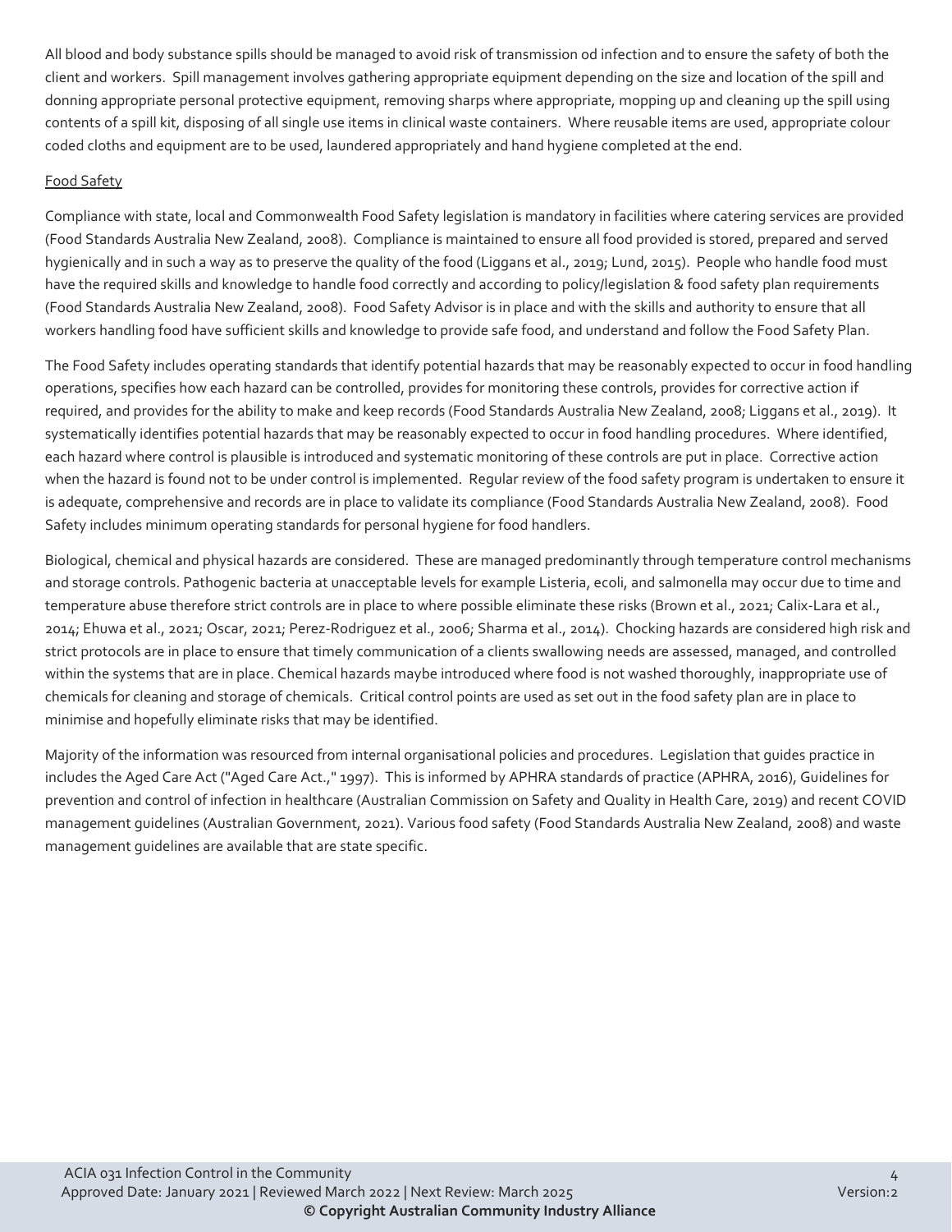All blood and body substance spills should be managed to avoid risk of transmission od infection and to ensure the safety of both the client and workers. Spill management involves gathering appropriate equipment depending on the size and location of the spill and donning appropriate personal protective equipment, removing sharps where appropriate, mopping up and cleaning up the spill using contents of a spill kit, disposing of all single use items in clinical waste containers. Where reusable items are used, appropriate colour coded cloths and equipment are to be used, laundered appropriately and hand hygiene completed at the end.

Food Safety

Compliance with state, local and Commonwealth Food Safety legislation is mandatory in facilities where catering services are provided (Food Standards Australia New Zealand, 2008). Compliance is maintained to ensure all food provided is stored, prepared and served hygienically and in such a way as to preserve the quality of the food (Liggans et al., 2019; Lund, 2015). People who handle food must have the required skills and knowledge to handle food correctly and according to policy/legislation & food safety plan requirements (Food Standards Australia New Zealand, 2008). Food Safety Advisor is in place and with the skills and authority to ensure that all workers handling food have sufficient skills and knowledge to provide safe food, and understand and follow the Food Safety Plan.

The Food Safety includes operating standards that identify potential hazards that may be reasonably expected to occur in food handling operations, specifies how each hazard can be controlled, provides for monitoring these controls, provides for corrective action if required, and provides for the ability to make and keep records (Food Standards Australia New Zealand, 2008; Liggans et al., 2019). It systematically identifies potential hazards that may be reasonably expected to occur in food handling procedures. Where identified, each hazard where control is plausible is introduced and systematic monitoring of these controls are put in place. Corrective action when the hazard is found not to be under control is implemented. Regular review of the food safety program is undertaken to ensure it is adequate, comprehensive and records are in place to validate its compliance (Food Standards Australia New Zealand, 2008). Food Safety includes minimum operating standards for personal hygiene for food handlers.

Biological, chemical and physical hazards are considered. These are managed predominantly through temperature control mechanisms and storage controls. Pathogenic bacteria at unacceptable levels for example Listeria, ecoli, and salmonella may occur due to time and temperature abuse therefore strict controls are in place to where possible eliminate these risks (Brown et al., 2021; Calix-Lara et al., 2014; Ehuwa et al., 2021; Oscar, 2021; Perez-Rodriguez et al., 2006; Sharma et al., 2014). Chocking hazards are considered high risk and strict protocols are in place to ensure that timely communication of a clients swallowing needs are assessed, managed, and controlled within the systems that are in place. Chemical hazards maybe introduced where food is not washed thoroughly, inappropriate use of chemicals for cleaning and storage of chemicals. Critical control points are used as set out in the food safety plan are in place to minimise and hopefully eliminate risks that may be identified.

Majority of the information was resourced from internal organisational policies and procedures. Legislation that guides practice in includes the Aged Care Act ("Aged Care Act.," 1997). This is informed by APHRA standards of practice (APHRA, 2016), Guidelines for prevention and control of infection in healthcare (Australian Commission on Safety and Quality in Health Care, 2019) and recent COVID management guidelines (Australian Government, 2021). Various food safety (Food Standards Australia New Zealand, 2008) and waste management guidelines are available that are state specific.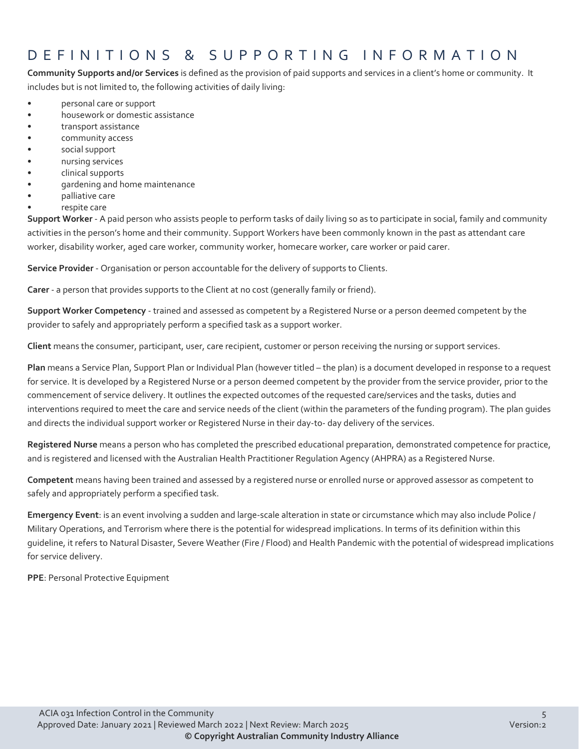# DEFINITIONS & SUPPORTING INFORMATION

**Community Supports and/or Services** is defined as the provision of paid supports and services in a client's home or community. It includes but is not limited to, the following activities of daily living:

- personal care or support
- housework or domestic assistance
- transport assistance
- community access
- social support
- nursing services
- clinical supports
- gardening and home maintenance
- palliative care
- respite care

**Support Worker** - A paid person who assists people to perform tasks of daily living so as to participate in social, family and community activities in the person's home and their community. Support Workers have been commonly known in the past as attendant care worker, disability worker, aged care worker, community worker, homecare worker, care worker or paid carer.

**Service Provider** - Organisation or person accountable for the delivery of supports to Clients.

**Carer** - a person that provides supports to the Client at no cost (generally family or friend).

**Support Worker Competency** - trained and assessed as competent by a Registered Nurse or a person deemed competent by the provider to safely and appropriately perform a specified task as a support worker.

**Client** means the consumer, participant, user, care recipient, customer or person receiving the nursing or support services.

**Plan** means a Service Plan, Support Plan or Individual Plan (however titled – the plan) is a document developed in response to a request for service. It is developed by a Registered Nurse or a person deemed competent by the provider from the service provider, prior to the commencement of service delivery. It outlines the expected outcomes of the requested care/services and the tasks, duties and interventions required to meet the care and service needs of the client (within the parameters of the funding program). The plan guides and directs the individual support worker or Registered Nurse in their day-to- day delivery of the services.

**Registered Nurse** means a person who has completed the prescribed educational preparation, demonstrated competence for practice, and is registered and licensed with the Australian Health Practitioner Regulation Agency (AHPRA) as a Registered Nurse.

**Competent** means having been trained and assessed by a registered nurse or enrolled nurse or approved assessor as competent to safely and appropriately perform a specified task.

**Emergency Event**: is an event involving a sudden and large-scale alteration in state or circumstance which may also include Police / Military Operations, and Terrorism where there is the potential for widespread implications. In terms of its definition within this guideline, it refers to Natural Disaster, Severe Weather (Fire / Flood) and Health Pandemic with the potential of widespread implications for service delivery.

**PPE**: Personal Protective Equipment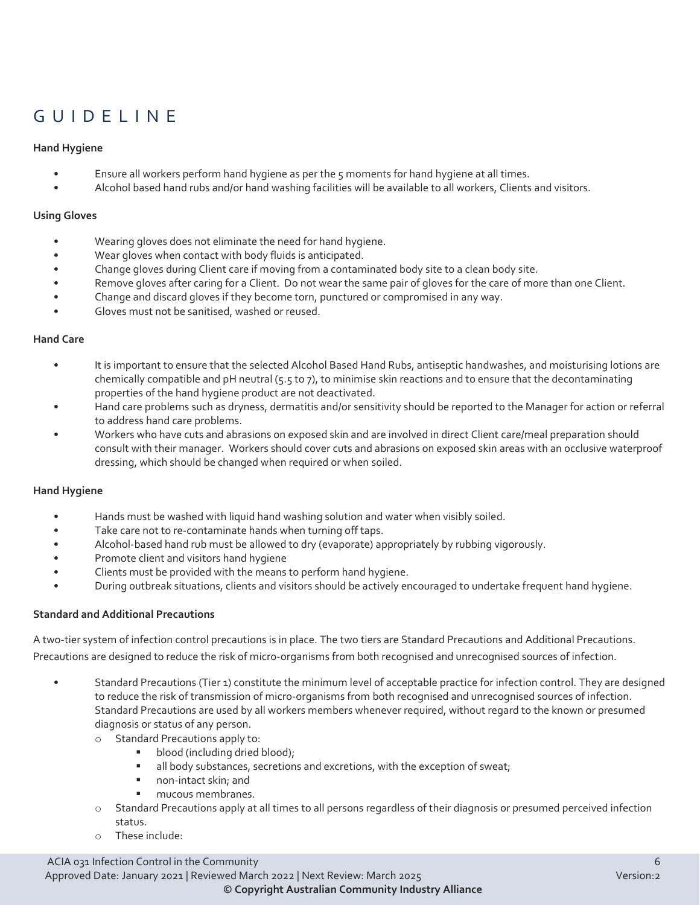# GUIDELINE

**Hand Hygiene**

- Ensure all workers perform hand hygiene as per the 5 moments for hand hygiene at all times.
- Alcohol based hand rubs and/or hand washing facilities will be available to all workers, Clients and visitors.

**Using Gloves**

- Wearing gloves does not eliminate the need for hand hygiene.
- Wear gloves when contact with body fluids is anticipated.
- Change gloves during Client care if moving from a contaminated body site to a clean body site.
- Remove gloves after caring for a Client. Do not wear the same pair of gloves for the care of more than one Client.
- Change and discard gloves if they become torn, punctured or compromised in any way.
- Gloves must not be sanitised, washed or reused.

**Hand Care**

- It is important to ensure that the selected Alcohol Based Hand Rubs, antiseptic handwashes, and moisturising lotions are chemically compatible and pH neutral (5.5 to 7), to minimise skin reactions and to ensure that the decontaminating properties of the hand hygiene product are not deactivated.
- Hand care problems such as dryness, dermatitis and/or sensitivity should be reported to the Manager for action or referral to address hand care problems.
- Workers who have cuts and abrasions on exposed skin and are involved in direct Client care/meal preparation should consult with their manager. Workers should cover cuts and abrasions on exposed skin areas with an occlusive waterproof dressing, which should be changed when required or when soiled.

**Hand Hygiene**

- Hands must be washed with liquid hand washing solution and water when visibly soiled.
- Take care not to re-contaminate hands when turning off taps.
- Alcohol-based hand rub must be allowed to dry (evaporate) appropriately by rubbing vigorously.
- Promote client and visitors hand hygiene
- Clients must be provided with the means to perform hand hygiene.
- During outbreak situations, clients and visitors should be actively encouraged to undertake frequent hand hygiene.

**Standard and Additional Precautions**

A two-tier system of infection control precautions is in place. The two tiers are Standard Precautions and Additional Precautions. Precautions are designed to reduce the risk of micro-organisms from both recognised and unrecognised sources of infection.

- Standard Precautions (Tier 1) constitute the minimum level of acceptable practice for infection control. They are designed to reduce the risk of transmission of micro-organisms from both recognised and unrecognised sources of infection. Standard Precautions are used by all workers members whenever required, without regard to the known or presumed diagnosis or status of any person.
  - Standard Precautions apply to:
    - blood (including dried blood);
    - all body substances, secretions and excretions, with the exception of sweat;
    - non-intact skin; and
    - mucous membranes.
  - Standard Precautions apply at all times to all persons regardless of their diagnosis or presumed perceived infection status.
  - These include: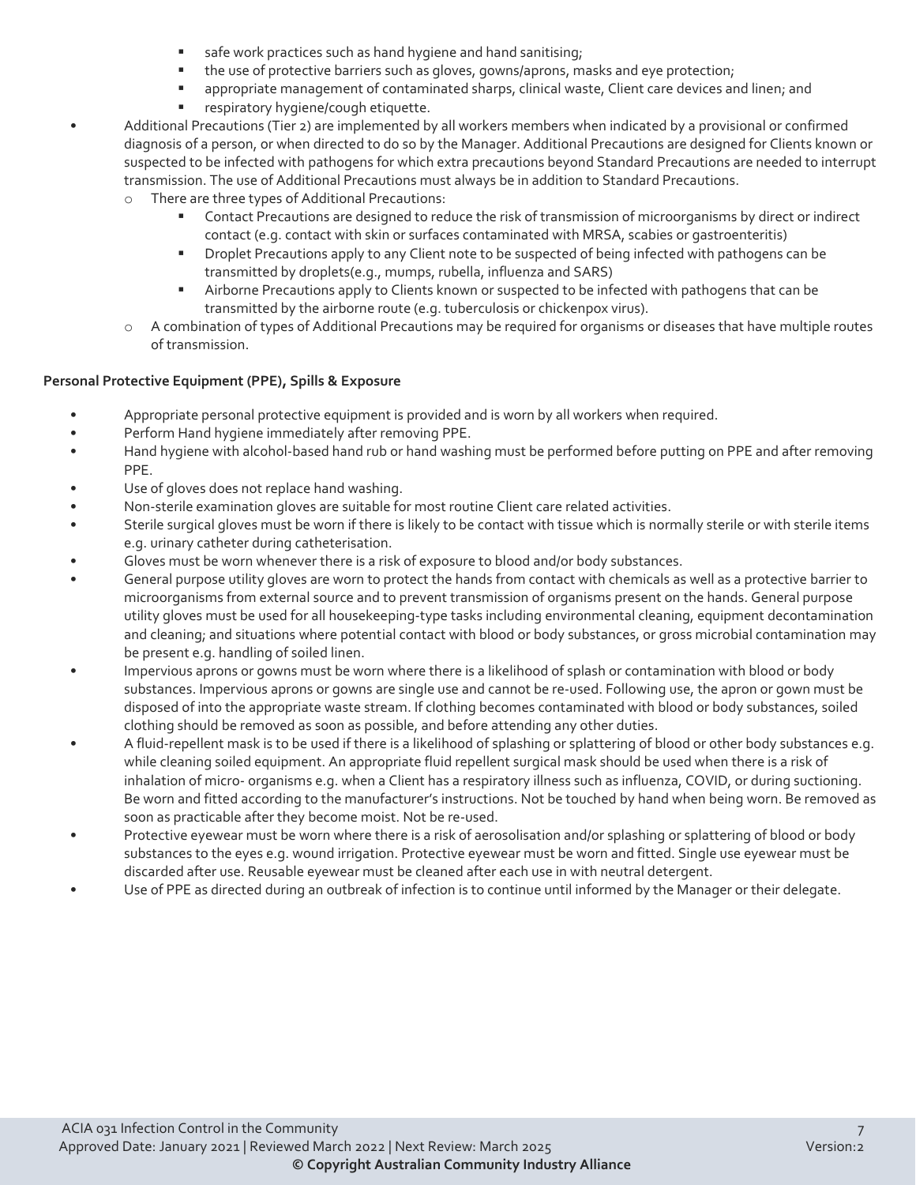- safe work practices such as hand hygiene and hand sanitising;
    - the use of protective barriers such as gloves, gowns/aprons, masks and eye protection;
    - appropriate management of contaminated sharps, clinical waste, Client care devices and linen; and
    - respiratory hygiene/cough etiquette.
- Additional Precautions (Tier 2) are implemented by all workers members when indicated by a provisional or confirmed diagnosis of a person, or when directed to do so by the Manager. Additional Precautions are designed for Clients known or suspected to be infected with pathogens for which extra precautions beyond Standard Precautions are needed to interrupt transmission. The use of Additional Precautions must always be in addition to Standard Precautions.
  - There are three types of Additional Precautions:
    - Contact Precautions are designed to reduce the risk of transmission of microorganisms by direct or indirect contact (e.g. contact with skin or surfaces contaminated with MRSA, scabies or gastroenteritis)
    - Droplet Precautions apply to any Client note to be suspected of being infected with pathogens can be transmitted by droplets(e.g., mumps, rubella, influenza and SARS)
    - Airborne Precautions apply to Clients known or suspected to be infected with pathogens that can be transmitted by the airborne route (e.g. tuberculosis or chickenpox virus).
  - A combination of types of Additional Precautions may be required for organisms or diseases that have multiple routes of transmission.

**Personal Protective Equipment (PPE), Spills & Exposure**

- Appropriate personal protective equipment is provided and is worn by all workers when required.
- Perform Hand hygiene immediately after removing PPE.
- Hand hygiene with alcohol-based hand rub or hand washing must be performed before putting on PPE and after removing PPE.
- Use of gloves does not replace hand washing.
- Non-sterile examination gloves are suitable for most routine Client care related activities.
- Sterile surgical gloves must be worn if there is likely to be contact with tissue which is normally sterile or with sterile items e.g. urinary catheter during catheterisation.
- Gloves must be worn whenever there is a risk of exposure to blood and/or body substances.
- General purpose utility gloves are worn to protect the hands from contact with chemicals as well as a protective barrier to microorganisms from external source and to prevent transmission of organisms present on the hands. General purpose utility gloves must be used for all housekeeping-type tasks including environmental cleaning, equipment decontamination and cleaning; and situations where potential contact with blood or body substances, or gross microbial contamination may be present e.g. handling of soiled linen.
- Impervious aprons or gowns must be worn where there is a likelihood of splash or contamination with blood or body substances. Impervious aprons or gowns are single use and cannot be re-used. Following use, the apron or gown must be disposed of into the appropriate waste stream. If clothing becomes contaminated with blood or body substances, soiled clothing should be removed as soon as possible, and before attending any other duties.
- A fluid-repellent mask is to be used if there is a likelihood of splashing or splattering of blood or other body substances e.g. while cleaning soiled equipment. An appropriate fluid repellent surgical mask should be used when there is a risk of inhalation of micro- organisms e.g. when a Client has a respiratory illness such as influenza, COVID, or during suctioning. Be worn and fitted according to the manufacturer's instructions. Not be touched by hand when being worn. Be removed as soon as practicable after they become moist. Not be re-used.
- Protective eyewear must be worn where there is a risk of aerosolisation and/or splashing or splattering of blood or body substances to the eyes e.g. wound irrigation. Protective eyewear must be worn and fitted. Single use eyewear must be discarded after use. Reusable eyewear must be cleaned after each use in with neutral detergent.
- Use of PPE as directed during an outbreak of infection is to continue until informed by the Manager or their delegate.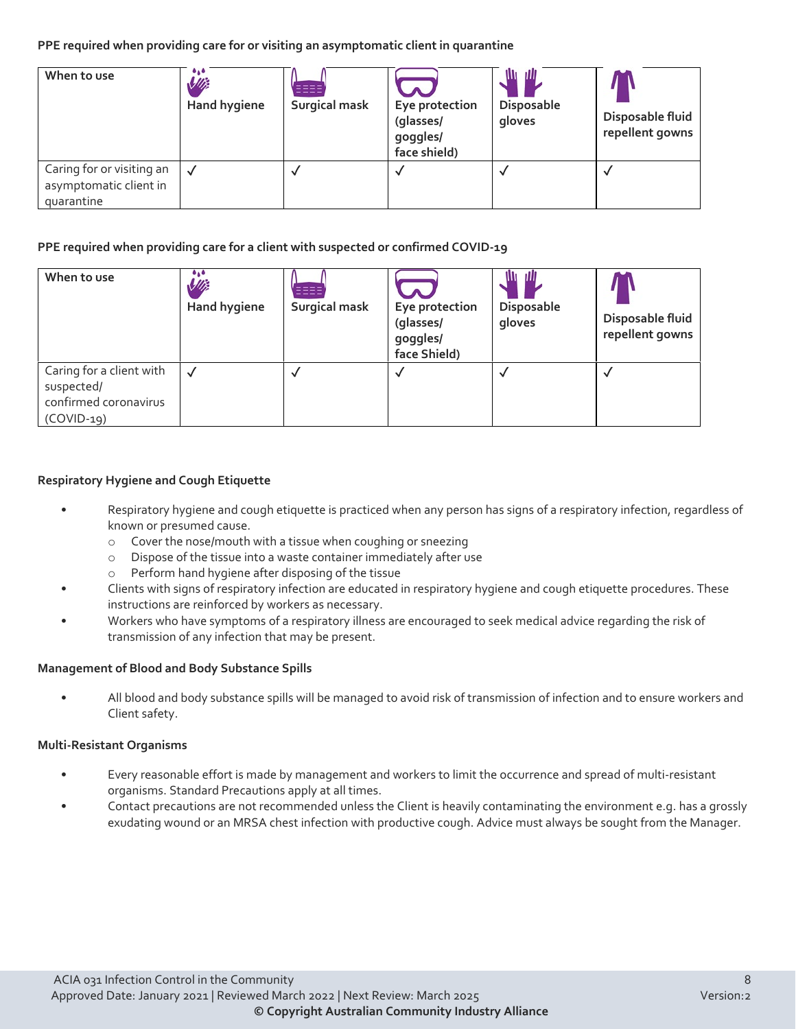**PPE required when providing care for or visiting an asymptomatic client in quarantine**

| When to use | Hand hygiene | Surgical mask | Eye protection (glasses/ goggles/ face shield) | Disposable gloves | Disposable fluid repellent gowns |
|---|---|---|---|---|---|
| Caring for or visiting an asymptomatic client in quarantine | ✓ | ✓ | ✓ | ✓ | ✓ |

**PPE required when providing care for a client with suspected or confirmed COVID-19**

| When to use | Hand hygiene | Surgical mask | Eye protection (glasses/ goggles/ face Shield) | Disposable gloves | Disposable fluid repellent gowns |
|---|---|---|---|---|---|
| Caring for a client with suspected/ confirmed coronavirus (COVID-19) | ✓ | ✓ | ✓ | ✓ | ✓ |

**Respiratory Hygiene and Cough Etiquette**

- Respiratory hygiene and cough etiquette is practiced when any person has signs of a respiratory infection, regardless of known or presumed cause.
  - Cover the nose/mouth with a tissue when coughing or sneezing
  - Dispose of the tissue into a waste container immediately after use
  - Perform hand hygiene after disposing of the tissue
- Clients with signs of respiratory infection are educated in respiratory hygiene and cough etiquette procedures. These instructions are reinforced by workers as necessary.
- Workers who have symptoms of a respiratory illness are encouraged to seek medical advice regarding the risk of transmission of any infection that may be present.

**Management of Blood and Body Substance Spills**

- All blood and body substance spills will be managed to avoid risk of transmission of infection and to ensure workers and Client safety.

**Multi-Resistant Organisms**

- Every reasonable effort is made by management and workers to limit the occurrence and spread of multi-resistant organisms. Standard Precautions apply at all times.
- Contact precautions are not recommended unless the Client is heavily contaminating the environment e.g. has a grossly exudating wound or an MRSA chest infection with productive cough. Advice must always be sought from the Manager.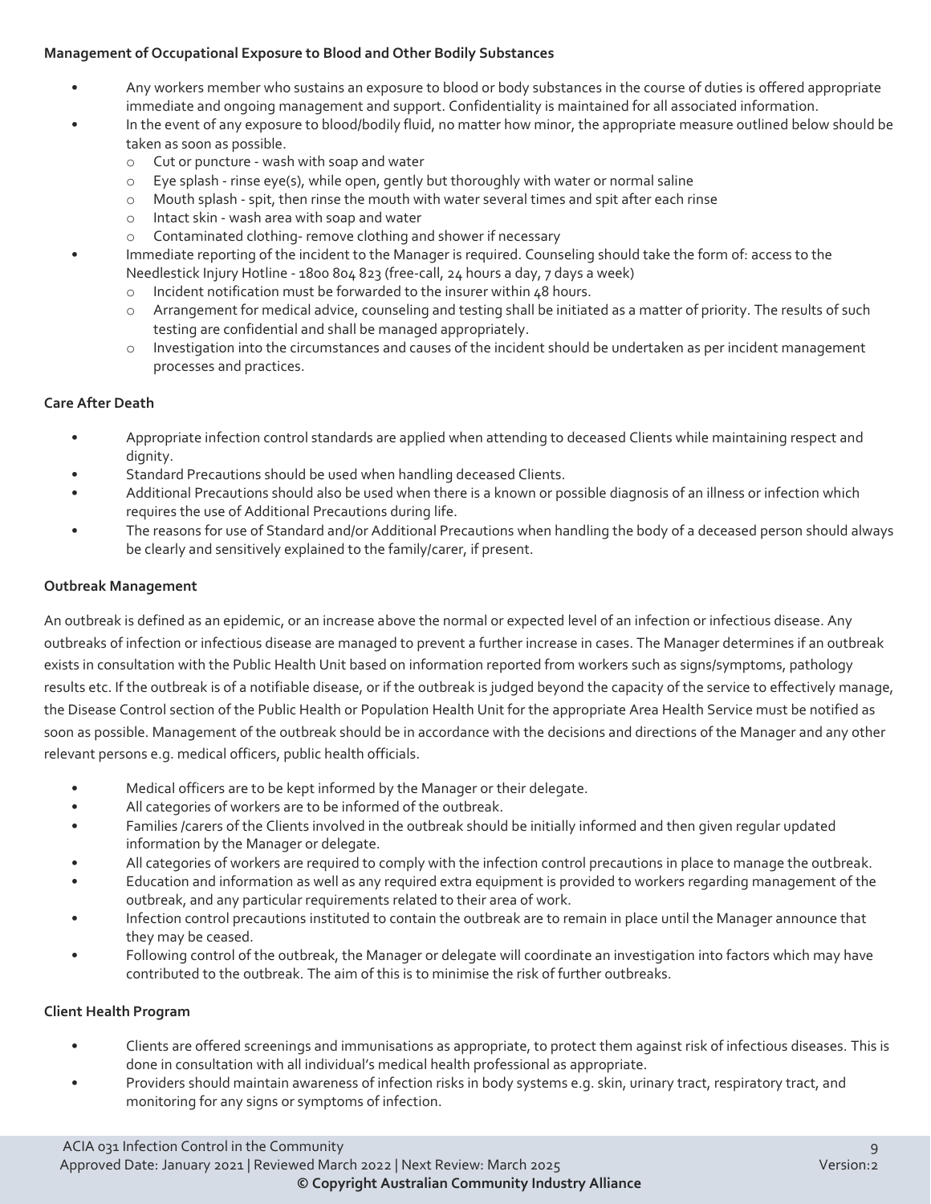**Management of Occupational Exposure to Blood and Other Bodily Substances**

- Any workers member who sustains an exposure to blood or body substances in the course of duties is offered appropriate immediate and ongoing management and support. Confidentiality is maintained for all associated information.
- In the event of any exposure to blood/bodily fluid, no matter how minor, the appropriate measure outlined below should be taken as soon as possible.
  - Cut or puncture - wash with soap and water
  - Eye splash - rinse eye(s), while open, gently but thoroughly with water or normal saline
  - Mouth splash - spit, then rinse the mouth with water several times and spit after each rinse
  - Intact skin - wash area with soap and water
  - Contaminated clothing- remove clothing and shower if necessary
- Immediate reporting of the incident to the Manager is required. Counseling should take the form of: access to the Needlestick Injury Hotline - 1800 804 823 (free-call, 24 hours a day, 7 days a week)
  - Incident notification must be forwarded to the insurer within 48 hours.
  - Arrangement for medical advice, counseling and testing shall be initiated as a matter of priority. The results of such testing are confidential and shall be managed appropriately.
  - Investigation into the circumstances and causes of the incident should be undertaken as per incident management processes and practices.

**Care After Death**

- Appropriate infection control standards are applied when attending to deceased Clients while maintaining respect and dignity.
- Standard Precautions should be used when handling deceased Clients.
- Additional Precautions should also be used when there is a known or possible diagnosis of an illness or infection which requires the use of Additional Precautions during life.
- The reasons for use of Standard and/or Additional Precautions when handling the body of a deceased person should always be clearly and sensitively explained to the family/carer, if present.

**Outbreak Management**

An outbreak is defined as an epidemic, or an increase above the normal or expected level of an infection or infectious disease. Any outbreaks of infection or infectious disease are managed to prevent a further increase in cases. The Manager determines if an outbreak exists in consultation with the Public Health Unit based on information reported from workers such as signs/symptoms, pathology results etc. If the outbreak is of a notifiable disease, or if the outbreak is judged beyond the capacity of the service to effectively manage, the Disease Control section of the Public Health or Population Health Unit for the appropriate Area Health Service must be notified as soon as possible. Management of the outbreak should be in accordance with the decisions and directions of the Manager and any other relevant persons e.g. medical officers, public health officials.

- Medical officers are to be kept informed by the Manager or their delegate.
- All categories of workers are to be informed of the outbreak.
- Families /carers of the Clients involved in the outbreak should be initially informed and then given regular updated information by the Manager or delegate.
- All categories of workers are required to comply with the infection control precautions in place to manage the outbreak.
- Education and information as well as any required extra equipment is provided to workers regarding management of the outbreak, and any particular requirements related to their area of work.
- Infection control precautions instituted to contain the outbreak are to remain in place until the Manager announce that they may be ceased.
- Following control of the outbreak, the Manager or delegate will coordinate an investigation into factors which may have contributed to the outbreak. The aim of this is to minimise the risk of further outbreaks.

**Client Health Program**

- Clients are offered screenings and immunisations as appropriate, to protect them against risk of infectious diseases. This is done in consultation with all individual's medical health professional as appropriate.
- Providers should maintain awareness of infection risks in body systems e.g. skin, urinary tract, respiratory tract, and monitoring for any signs or symptoms of infection.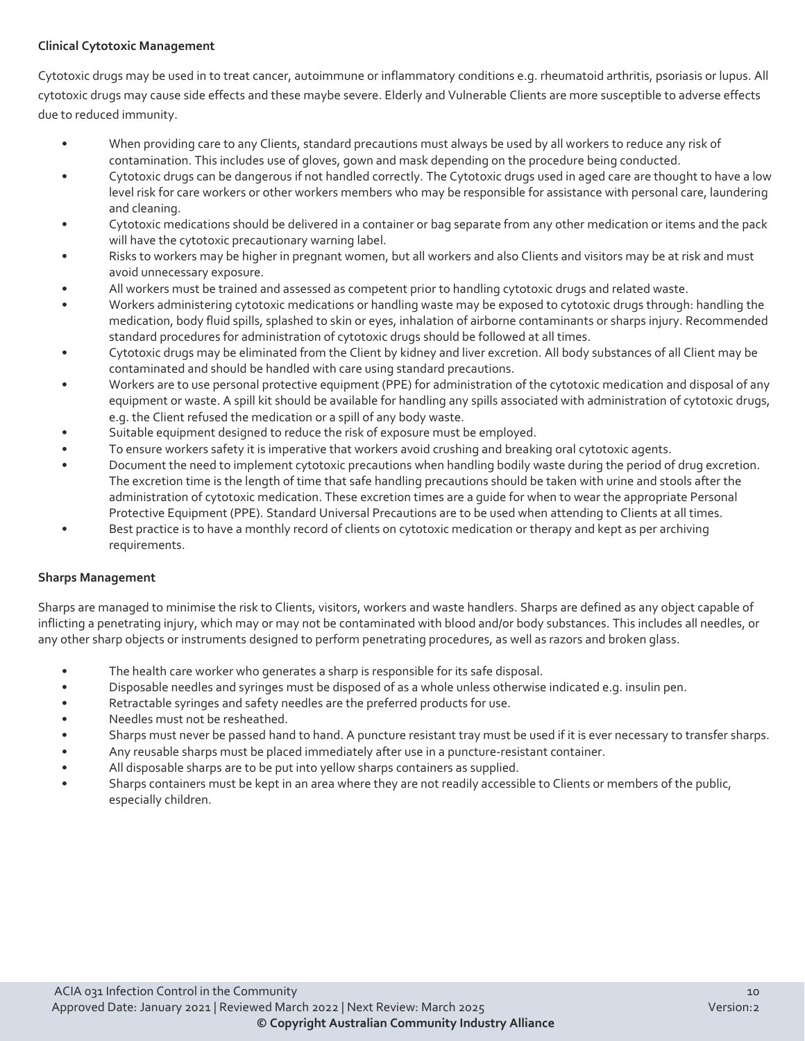**Clinical Cytotoxic Management**

Cytotoxic drugs may be used in to treat cancer, autoimmune or inflammatory conditions e.g. rheumatoid arthritis, psoriasis or lupus. All cytotoxic drugs may cause side effects and these maybe severe. Elderly and Vulnerable Clients are more susceptible to adverse effects due to reduced immunity.

- When providing care to any Clients, standard precautions must always be used by all workers to reduce any risk of contamination. This includes use of gloves, gown and mask depending on the procedure being conducted.
- Cytotoxic drugs can be dangerous if not handled correctly. The Cytotoxic drugs used in aged care are thought to have a low level risk for care workers or other workers members who may be responsible for assistance with personal care, laundering and cleaning.
- Cytotoxic medications should be delivered in a container or bag separate from any other medication or items and the pack will have the cytotoxic precautionary warning label.
- Risks to workers may be higher in pregnant women, but all workers and also Clients and visitors may be at risk and must avoid unnecessary exposure.
- All workers must be trained and assessed as competent prior to handling cytotoxic drugs and related waste.
- Workers administering cytotoxic medications or handling waste may be exposed to cytotoxic drugs through: handling the medication, body fluid spills, splashed to skin or eyes, inhalation of airborne contaminants or sharps injury. Recommended standard procedures for administration of cytotoxic drugs should be followed at all times.
- Cytotoxic drugs may be eliminated from the Client by kidney and liver excretion. All body substances of all Client may be contaminated and should be handled with care using standard precautions.
- Workers are to use personal protective equipment (PPE) for administration of the cytotoxic medication and disposal of any equipment or waste. A spill kit should be available for handling any spills associated with administration of cytotoxic drugs, e.g. the Client refused the medication or a spill of any body waste.
- Suitable equipment designed to reduce the risk of exposure must be employed.
- To ensure workers safety it is imperative that workers avoid crushing and breaking oral cytotoxic agents.
- Document the need to implement cytotoxic precautions when handling bodily waste during the period of drug excretion. The excretion time is the length of time that safe handling precautions should be taken with urine and stools after the administration of cytotoxic medication. These excretion times are a guide for when to wear the appropriate Personal Protective Equipment (PPE). Standard Universal Precautions are to be used when attending to Clients at all times.
- Best practice is to have a monthly record of clients on cytotoxic medication or therapy and kept as per archiving requirements.

**Sharps Management**

Sharps are managed to minimise the risk to Clients, visitors, workers and waste handlers. Sharps are defined as any object capable of inflicting a penetrating injury, which may or may not be contaminated with blood and/or body substances. This includes all needles, or any other sharp objects or instruments designed to perform penetrating procedures, as well as razors and broken glass.

- The health care worker who generates a sharp is responsible for its safe disposal.
- Disposable needles and syringes must be disposed of as a whole unless otherwise indicated e.g. insulin pen.
- Retractable syringes and safety needles are the preferred products for use.
- Needles must not be resheathed.
- Sharps must never be passed hand to hand. A puncture resistant tray must be used if it is ever necessary to transfer sharps.
- Any reusable sharps must be placed immediately after use in a puncture-resistant container.
- All disposable sharps are to be put into yellow sharps containers as supplied.
- Sharps containers must be kept in an area where they are not readily accessible to Clients or members of the public, especially children.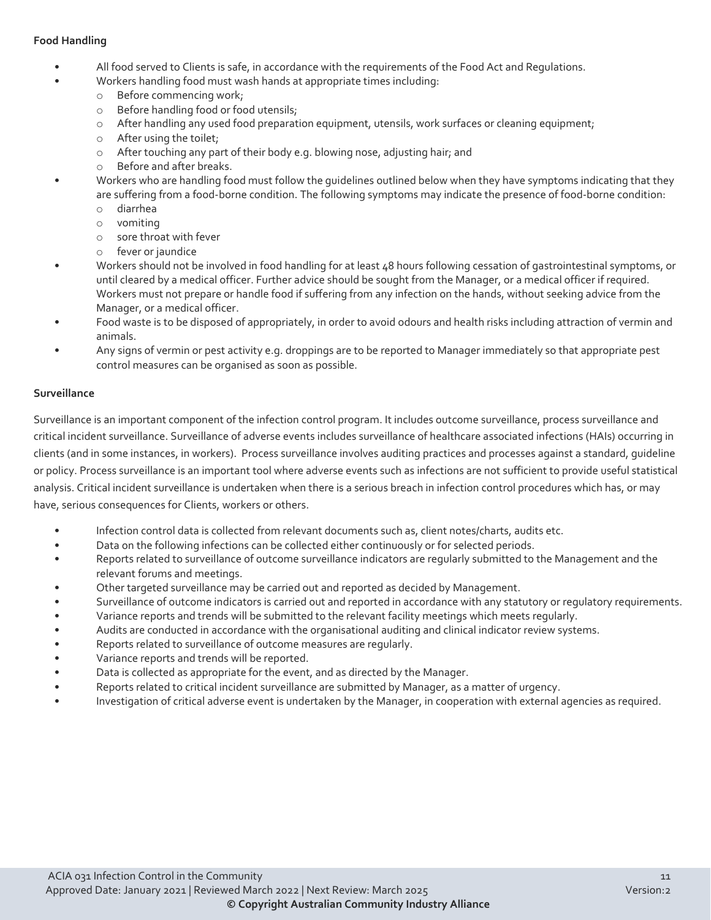**Food Handling**

- All food served to Clients is safe, in accordance with the requirements of the Food Act and Regulations.
- Workers handling food must wash hands at appropriate times including:
  - Before commencing work;
  - Before handling food or food utensils;
  - After handling any used food preparation equipment, utensils, work surfaces or cleaning equipment;
  - After using the toilet;
  - After touching any part of their body e.g. blowing nose, adjusting hair; and
  - Before and after breaks.
- Workers who are handling food must follow the guidelines outlined below when they have symptoms indicating that they are suffering from a food-borne condition. The following symptoms may indicate the presence of food-borne condition:
  - diarrhea
  - vomiting
  - sore throat with fever
  - fever or jaundice
- Workers should not be involved in food handling for at least 48 hours following cessation of gastrointestinal symptoms, or until cleared by a medical officer. Further advice should be sought from the Manager, or a medical officer if required. Workers must not prepare or handle food if suffering from any infection on the hands, without seeking advice from the Manager, or a medical officer.
- Food waste is to be disposed of appropriately, in order to avoid odours and health risks including attraction of vermin and animals.
- Any signs of vermin or pest activity e.g. droppings are to be reported to Manager immediately so that appropriate pest control measures can be organised as soon as possible.

**Surveillance**

Surveillance is an important component of the infection control program. It includes outcome surveillance, process surveillance and critical incident surveillance. Surveillance of adverse events includes surveillance of healthcare associated infections (HAIs) occurring in clients (and in some instances, in workers). Process surveillance involves auditing practices and processes against a standard, guideline or policy. Process surveillance is an important tool where adverse events such as infections are not sufficient to provide useful statistical analysis. Critical incident surveillance is undertaken when there is a serious breach in infection control procedures which has, or may have, serious consequences for Clients, workers or others.

- Infection control data is collected from relevant documents such as, client notes/charts, audits etc.
- Data on the following infections can be collected either continuously or for selected periods.
- Reports related to surveillance of outcome surveillance indicators are regularly submitted to the Management and the relevant forums and meetings.
- Other targeted surveillance may be carried out and reported as decided by Management.
- Surveillance of outcome indicators is carried out and reported in accordance with any statutory or regulatory requirements.
- Variance reports and trends will be submitted to the relevant facility meetings which meets regularly.
- Audits are conducted in accordance with the organisational auditing and clinical indicator review systems.
- Reports related to surveillance of outcome measures are regularly.
- Variance reports and trends will be reported.
- Data is collected as appropriate for the event, and as directed by the Manager.
- Reports related to critical incident surveillance are submitted by Manager, as a matter of urgency.
- Investigation of critical adverse event is undertaken by the Manager, in cooperation with external agencies as required.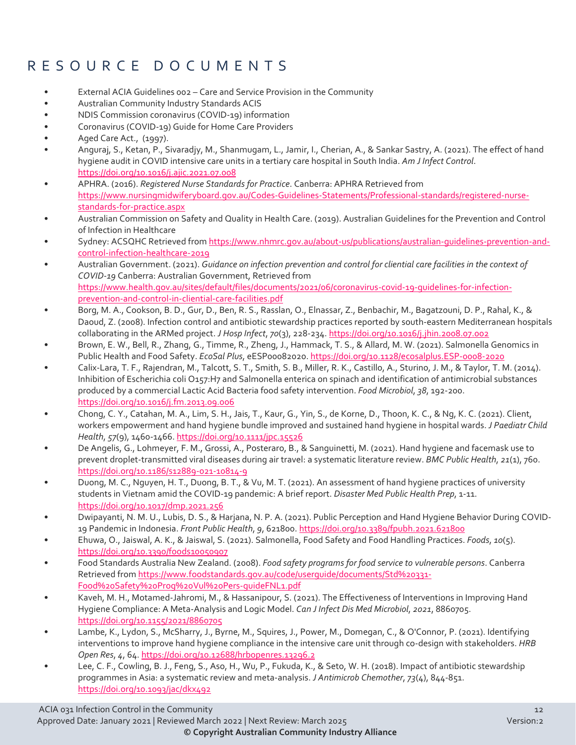# RESOURCE DOCUMENTS

- External ACIA Guidelines 002 – Care and Service Provision in the Community
- Australian Community Industry Standards ACIS
- NDIS Commission coronavirus (COVID-19) information
- Coronavirus (COVID-19) Guide for Home Care Providers
- Aged Care Act., (1997).
- Anguraj, S., Ketan, P., Sivaradjy, M., Shanmugam, L., Jamir, I., Cherian, A., & Sankar Sastry, A. (2021). The effect of hand hygiene audit in COVID intensive care units in a tertiary care hospital in South India. *Am J Infect Control*. https://doi.org/10.1016/j.ajic.2021.07.008
- APHRA. (2016). *Registered Nurse Standards for Practice*. Canberra: APHRA Retrieved from https://www.nursingmidwiferyboard.gov.au/Codes-Guidelines-Statements/Professional-standards/registered-nurse-standards-for-practice.aspx
- Australian Commission on Safety and Quality in Health Care. (2019). Australian Guidelines for the Prevention and Control of Infection in Healthcare
- Sydney: ACSQHC Retrieved from https://www.nhmrc.gov.au/about-us/publications/australian-guidelines-prevention-and-control-infection-healthcare-2019
- Australian Government. (2021). *Guidance on infection prevention and control for cliential care facilities in the context of COVID-19* Canberra: Australian Government, Retrieved from https://www.health.gov.au/sites/default/files/documents/2021/06/coronavirus-covid-19-guidelines-for-infection-prevention-and-control-in-cliential-care-facilities.pdf
- Borg, M. A., Cookson, B. D., Gur, D., Ben, R. S., Rasslan, O., Elnassar, Z., Benbachir, M., Bagatzouni, D. P., Rahal, K., & Daoud, Z. (2008). Infection control and antibiotic stewardship practices reported by south-eastern Mediterranean hospitals collaborating in the ARMed project. *J Hosp Infect*, *70*(3), 228-234. https://doi.org/10.1016/j.jhin.2008.07.002
- Brown, E. W., Bell, R., Zhang, G., Timme, R., Zheng, J., Hammack, T. S., & Allard, M. W. (2021). Salmonella Genomics in Public Health and Food Safety. *EcoSal Plus*, eESP00082020. https://doi.org/10.1128/ecosalplus.ESP-0008-2020
- Calix-Lara, T. F., Rajendran, M., Talcott, S. T., Smith, S. B., Miller, R. K., Castillo, A., Sturino, J. M., & Taylor, T. M. (2014). Inhibition of Escherichia coli O157:H7 and Salmonella enterica on spinach and identification of antimicrobial substances produced by a commercial Lactic Acid Bacteria food safety intervention. *Food Microbiol*, *38*, 192-200. https://doi.org/10.1016/j.fm.2013.09.006
- Chong, C. Y., Catahan, M. A., Lim, S. H., Jais, T., Kaur, G., Yin, S., de Korne, D., Thoon, K. C., & Ng, K. C. (2021). Client, workers empowerment and hand hygiene bundle improved and sustained hand hygiene in hospital wards. *J Paediatr Child Health*, *57*(9), 1460-1466. https://doi.org/10.1111/jpc.15526
- De Angelis, G., Lohmeyer, F. M., Grossi, A., Posteraro, B., & Sanguinetti, M. (2021). Hand hygiene and facemask use to prevent droplet-transmitted viral diseases during air travel: a systematic literature review. *BMC Public Health*, *21*(1), 760. https://doi.org/10.1186/s12889-021-10814-9
- Duong, M. C., Nguyen, H. T., Duong, B. T., & Vu, M. T. (2021). An assessment of hand hygiene practices of university students in Vietnam amid the COVID-19 pandemic: A brief report. *Disaster Med Public Health Prep*, 1-11. https://doi.org/10.1017/dmp.2021.256
- Dwipayanti, N. M. U., Lubis, D. S., & Harjana, N. P. A. (2021). Public Perception and Hand Hygiene Behavior During COVID-19 Pandemic in Indonesia. *Front Public Health*, *9*, 621800. https://doi.org/10.3389/fpubh.2021.621800
- Ehuwa, O., Jaiswal, A. K., & Jaiswal, S. (2021). Salmonella, Food Safety and Food Handling Practices. *Foods*, *10*(5). https://doi.org/10.3390/foods10050907
- Food Standards Australia New Zealand. (2008). *Food safety programs for food service to vulnerable persons*. Canberra Retrieved from https://www.foodstandards.gov.au/code/userguide/documents/Std%20331-Food%20Safety%20Prog%20Vul%20Pers-guideFNL1.pdf
- Kaveh, M. H., Motamed-Jahromi, M., & Hassanipour, S. (2021). The Effectiveness of Interventions in Improving Hand Hygiene Compliance: A Meta-Analysis and Logic Model. *Can J Infect Dis Med Microbiol*, *2021*, 8860705. https://doi.org/10.1155/2021/8860705
- Lambe, K., Lydon, S., McSharry, J., Byrne, M., Squires, J., Power, M., Domegan, C., & O'Connor, P. (2021). Identifying interventions to improve hand hygiene compliance in the intensive care unit through co-design with stakeholders. *HRB Open Res*, *4*, 64. https://doi.org/10.12688/hrbopenres.13296.2
- Lee, C. F., Cowling, B. J., Feng, S., Aso, H., Wu, P., Fukuda, K., & Seto, W. H. (2018). Impact of antibiotic stewardship programmes in Asia: a systematic review and meta-analysis. *J Antimicrob Chemother*, *73*(4), 844-851. https://doi.org/10.1093/jac/dkx492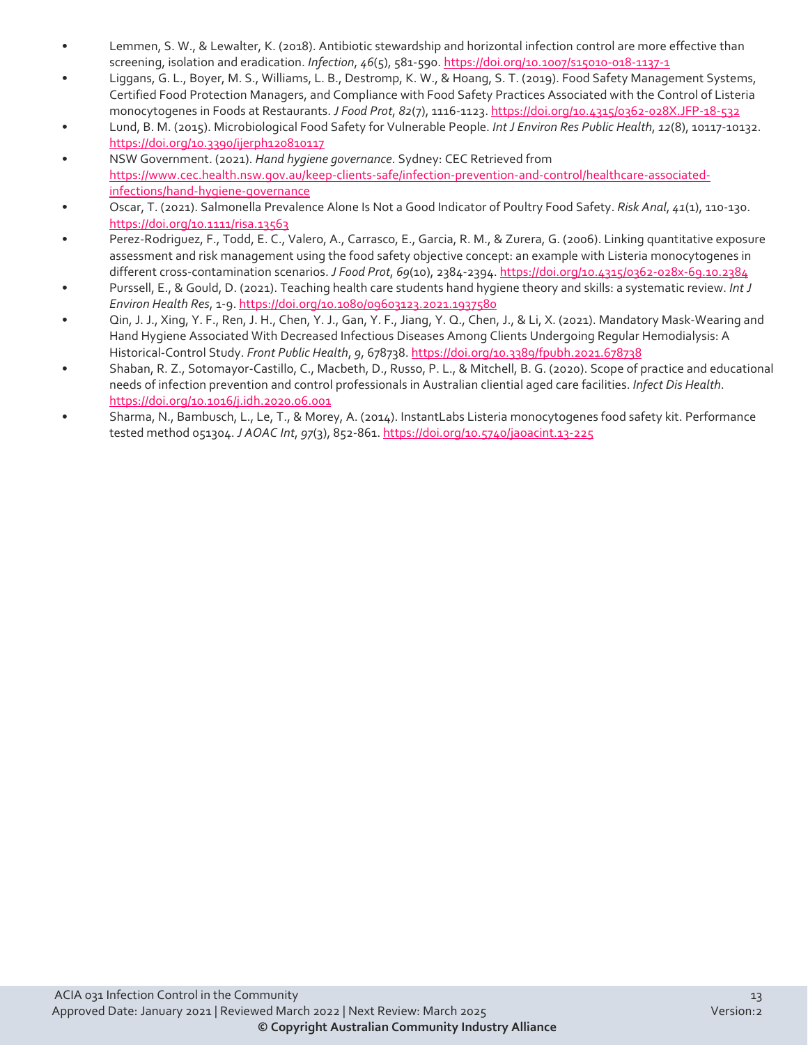- Lemmen, S. W., & Lewalter, K. (2018). Antibiotic stewardship and horizontal infection control are more effective than screening, isolation and eradication. *Infection*, *46*(5), 581-590. https://doi.org/10.1007/s15010-018-1137-1
- Liggans, G. L., Boyer, M. S., Williams, L. B., Destromp, K. W., & Hoang, S. T. (2019). Food Safety Management Systems, Certified Food Protection Managers, and Compliance with Food Safety Practices Associated with the Control of Listeria monocytogenes in Foods at Restaurants. *J Food Prot*, *82*(7), 1116-1123. https://doi.org/10.4315/0362-028X.JFP-18-532
- Lund, B. M. (2015). Microbiological Food Safety for Vulnerable People. *Int J Environ Res Public Health*, *12*(8), 10117-10132. https://doi.org/10.3390/ijerph120810117
- NSW Government. (2021). *Hand hygiene governance*. Sydney: CEC Retrieved from https://www.cec.health.nsw.gov.au/keep-clients-safe/infection-prevention-and-control/healthcare-associated-infections/hand-hygiene-governance
- Oscar, T. (2021). Salmonella Prevalence Alone Is Not a Good Indicator of Poultry Food Safety. *Risk Anal*, *41*(1), 110-130. https://doi.org/10.1111/risa.13563
- Perez-Rodriguez, F., Todd, E. C., Valero, A., Carrasco, E., Garcia, R. M., & Zurera, G. (2006). Linking quantitative exposure assessment and risk management using the food safety objective concept: an example with Listeria monocytogenes in different cross-contamination scenarios. *J Food Prot*, *69*(10), 2384-2394. https://doi.org/10.4315/0362-028x-69.10.2384
- Purssell, E., & Gould, D. (2021). Teaching health care students hand hygiene theory and skills: a systematic review. *Int J Environ Health Res*, 1-9. https://doi.org/10.1080/09603123.2021.1937580
- Qin, J. J., Xing, Y. F., Ren, J. H., Chen, Y. J., Gan, Y. F., Jiang, Y. Q., Chen, J., & Li, X. (2021). Mandatory Mask-Wearing and Hand Hygiene Associated With Decreased Infectious Diseases Among Clients Undergoing Regular Hemodialysis: A Historical-Control Study. *Front Public Health*, *9*, 678738. https://doi.org/10.3389/fpubh.2021.678738
- Shaban, R. Z., Sotomayor-Castillo, C., Macbeth, D., Russo, P. L., & Mitchell, B. G. (2020). Scope of practice and educational needs of infection prevention and control professionals in Australian cliential aged care facilities. *Infect Dis Health*. https://doi.org/10.1016/j.idh.2020.06.001
- Sharma, N., Bambusch, L., Le, T., & Morey, A. (2014). InstantLabs Listeria monocytogenes food safety kit. Performance tested method 051304. *J AOAC Int*, *97*(3), 852-861. https://doi.org/10.5740/jaoacint.13-225